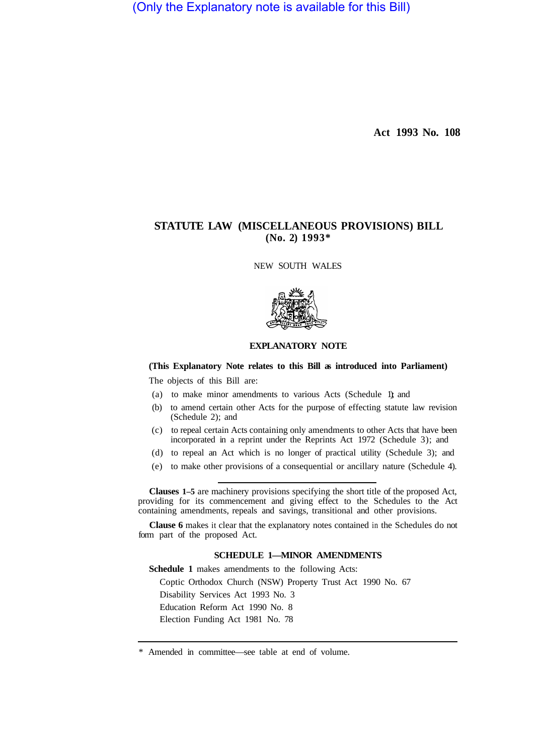(Only the Explanatory note is available for this Bill)

**Act 1993 No. 108**

# STATUTE LAW (MISCELLANEOUS PROVISIONS) BILL (No. 2) 1993*

NEW SOUTH WALES

## EXPLANATORY NOTE

**(This Explanatory Note relates to this Bill as introduced into Parliament)**

The objects of this Bill are:

(a) to make minor amendments to various Acts (Schedule 1); and

(b) to amend certain other Acts for the purpose of effecting statute law revision (Schedule 2); and

(c) to repeal certain Acts containing only amendments to other Acts that have been incorporated in a reprint under the Reprints Act 1972 (Schedule 3); and

(d) to repeal an Act which is no longer of practical utility (Schedule 3); and

(e) to make other provisions of a consequential or ancillary nature (Schedule 4).

---

**Clauses 1–5** are machinery provisions specifying the short title of the proposed Act, providing for its commencement and giving effect to the Schedules to the Act containing amendments, repeals and savings, transitional and other provisions.

**Clause 6** makes it clear that the explanatory notes contained in the Schedules do not form part of the proposed Act.

### SCHEDULE 1—MINOR AMENDMENTS

**Schedule 1** makes amendments to the following Acts:

Coptic Orthodox Church (NSW) Property Trust Act 1990 No. 67
Disability Services Act 1993 No. 3
Education Reform Act 1990 No. 8
Election Funding Act 1981 No. 78

---

* Amended in committee—see table at end of volume.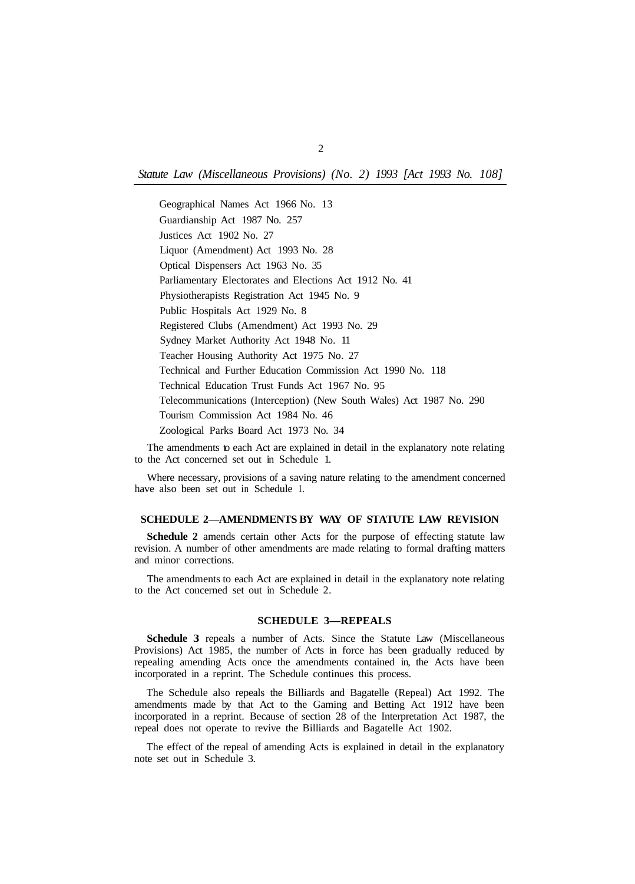Geographical Names Act 1966 No. 13

Guardianship Act 1987 No. 257

Justices Act 1902 No. 27

Liquor (Amendment) Act 1993 No. 28

Optical Dispensers Act 1963 No. 35

Parliamentary Electorates and Elections Act 1912 No. 41

Physiotherapists Registration Act 1945 No. 9

Public Hospitals Act 1929 No. 8

Registered Clubs (Amendment) Act 1993 No. 29

Sydney Market Authority Act 1948 No. 11

Teacher Housing Authority Act 1975 No. 27

Technical and Further Education Commission Act 1990 No. 118

Technical Education Trust Funds Act 1967 No. 95

Telecommunications (Interception) (New South Wales) Act 1987 No. 290

Tourism Commission Act 1984 No. 46

Zoological Parks Board Act 1973 No. 34

The amendments to each Act are explained in detail in the explanatory note relating to the Act concerned set out in Schedule 1.

Where necessary, provisions of a saving nature relating to the amendment concerned have also been set out in Schedule 1.

## SCHEDULE 2—AMENDMENTS BY WAY OF STATUTE LAW REVISION

**Schedule 2** amends certain other Acts for the purpose of effecting statute law revision. A number of other amendments are made relating to formal drafting matters and minor corrections.

The amendments to each Act are explained in detail in the explanatory note relating to the Act concerned set out in Schedule 2.

## SCHEDULE 3—REPEALS

**Schedule 3** repeals a number of Acts. Since the Statute Law (Miscellaneous Provisions) Act 1985, the number of Acts in force has been gradually reduced by repealing amending Acts once the amendments contained in, the Acts have been incorporated in a reprint. The Schedule continues this process.

The Schedule also repeals the Billiards and Bagatelle (Repeal) Act 1992. The amendments made by that Act to the Gaming and Betting Act 1912 have been incorporated in a reprint. Because of section 28 of the Interpretation Act 1987, the repeal does not operate to revive the Billiards and Bagatelle Act 1902.

The effect of the repeal of amending Acts is explained in detail in the explanatory note set out in Schedule 3.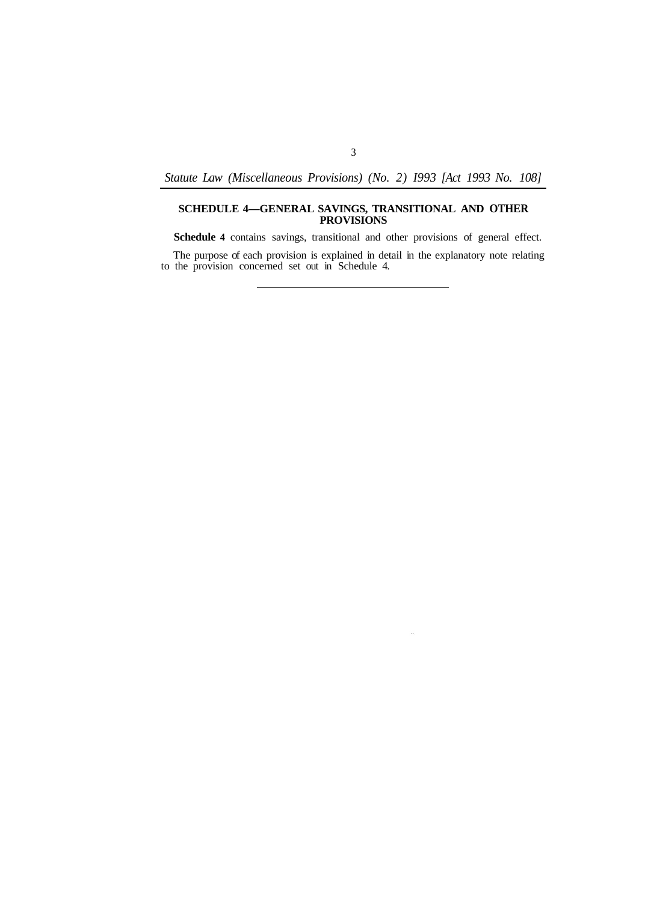## SCHEDULE 4—GENERAL SAVINGS, TRANSITIONAL AND OTHER PROVISIONS

**Schedule 4** contains savings, transitional and other provisions of general effect.

The purpose of each provision is explained in detail in the explanatory note relating to the provision concerned set out in Schedule 4.